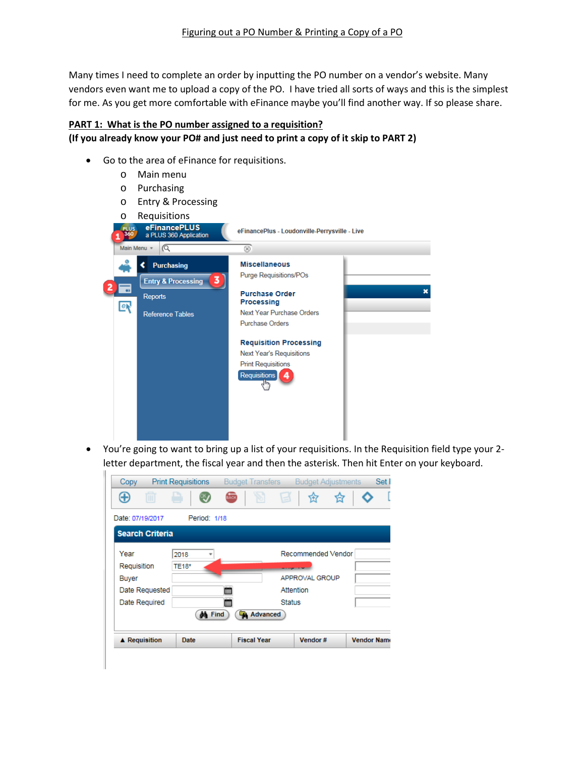# Figuring out a PO Number & Printing a Copy of a PO

Many times I need to complete an order by inputting the PO number on a vendor's website. Many vendors even want me to upload a copy of the PO. I have tried all sorts of ways and this is the simplest for me. As you get more comfortable with eFinance maybe you'll find another way. If so please share.

**PART 1: What is the PO number assigned to a requisition?**

**(If you already know your PO# and just need to print a copy of it skip to PART 2)**

- Go to the area of eFinance for requisitions.
  - Main menu
  - Purchasing
  - Entry & Processing
  - Requisitions

- You're going to want to bring up a list of your requisitions. In the Requisition field type your 2-letter department, the fiscal year and then the asterisk. Then hit Enter on your keyboard.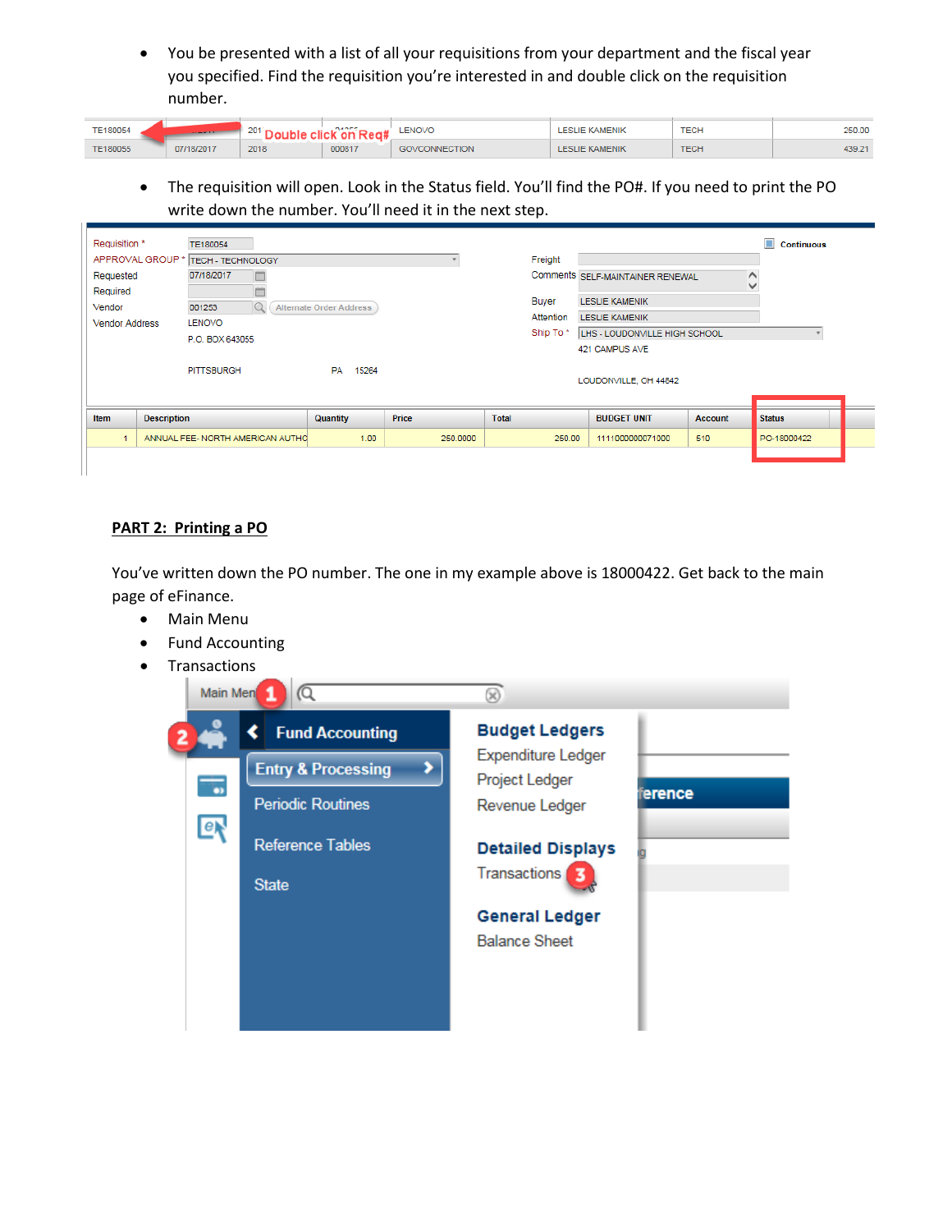- You be presented with a list of all your requisitions from your department and the fiscal year you specified. Find the requisition you're interested in and double click on the requisition number.

- The requisition will open. Look in the Status field. You'll find the PO#. If you need to print the PO write down the number. You'll need it in the next step.

**PART 2: Printing a PO**

You've written down the PO number. The one in my example above is 18000422. Get back to the main page of eFinance.

- Main Menu
- Fund Accounting
- Transactions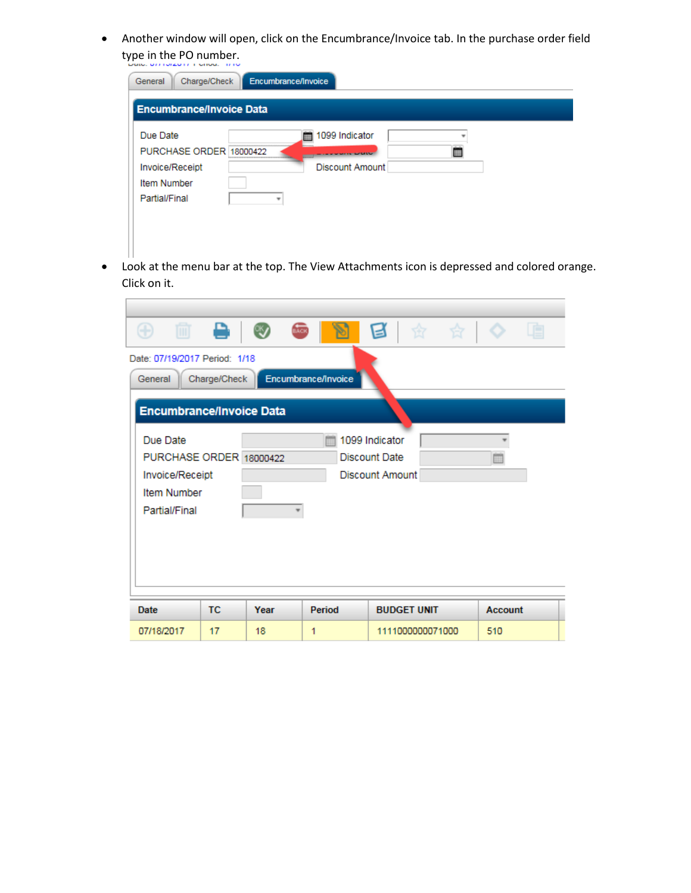- Another window will open, click on the Encumbrance/Invoice tab. In the purchase order field type in the PO number.

- Look at the menu bar at the top. The View Attachments icon is depressed and colored orange. Click on it.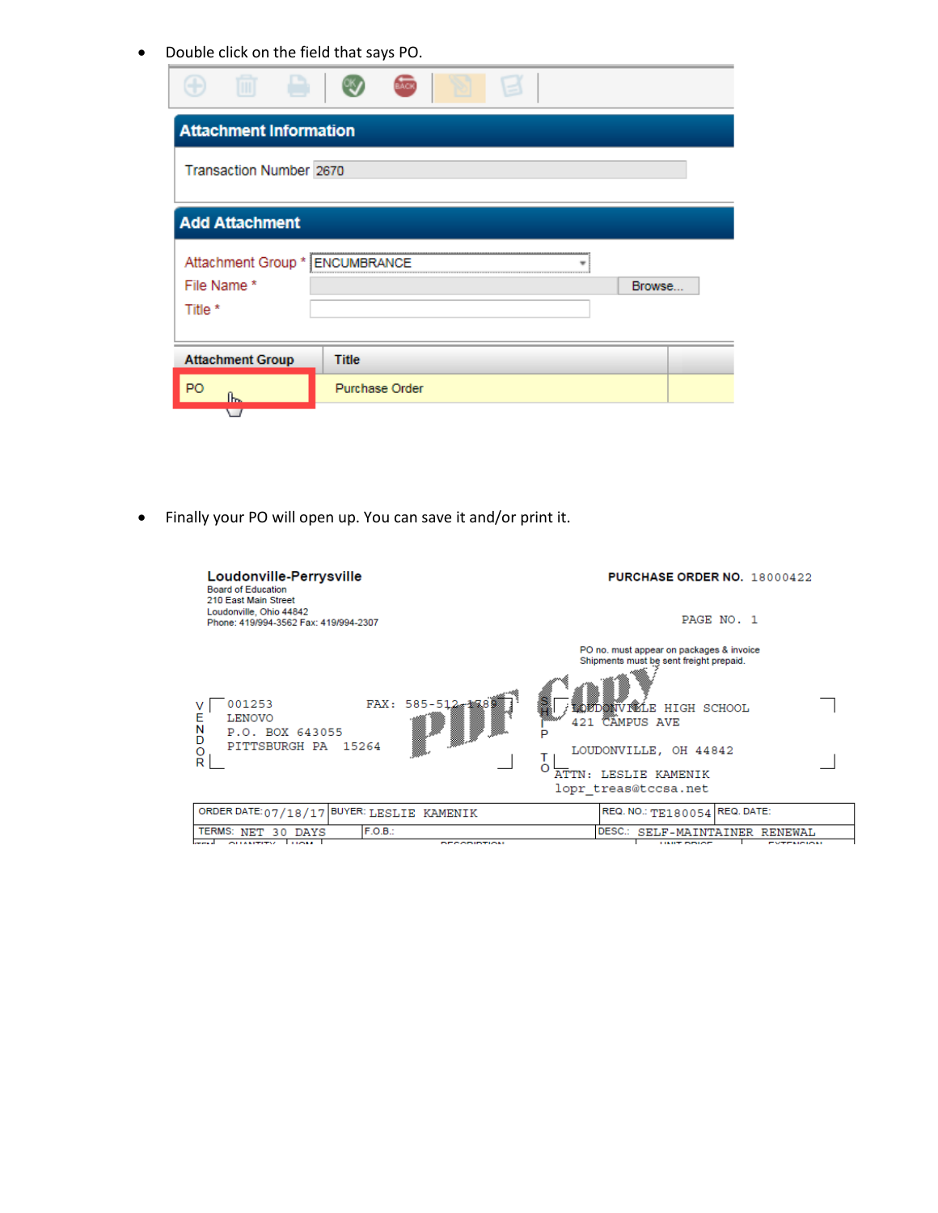- Double click on the field that says PO.

Attachment Information

Transaction Number 2670

Add Attachment

Attachment Group * ENCUMBRANCE

File Name * Browse...

Title *

| Attachment Group | Title |
|---|---|
| PO | Purchase Order |

- Finally your PO will open up. You can save it and/or print it.

**Loudonville-Perrysville**
Board of Education
210 East Main Street
Loudonville, Ohio 44842
Phone: 419/994-3562 Fax: 419/994-2307

**PURCHASE ORDER NO.** 18000422

PAGE NO. 1

PO no. must appear on packages & invoice
Shipments must be sent freight prepaid.

VENDOR:
001253 FAX: 585-512-1789
LENOVO
P.O. BOX 643055
PITTSBURGH PA 15264

SHIP TO:
LOUDONVILLE HIGH SCHOOL
421 CAMPUS AVE
LOUDONVILLE, OH 44842
ATTN: LESLIE KAMENIK
lopr_treas@tccsa.net

PDF Copy

| | | | |
|---|---|---|---|
| ORDER DATE: 07/18/17 | BUYER: LESLIE KAMENIK | REQ. NO.: TE180054 | REQ. DATE: |
| TERMS: NET 30 DAYS | F.O.B.: | DESC.: SELF-MAINTAINER RENEWAL | |